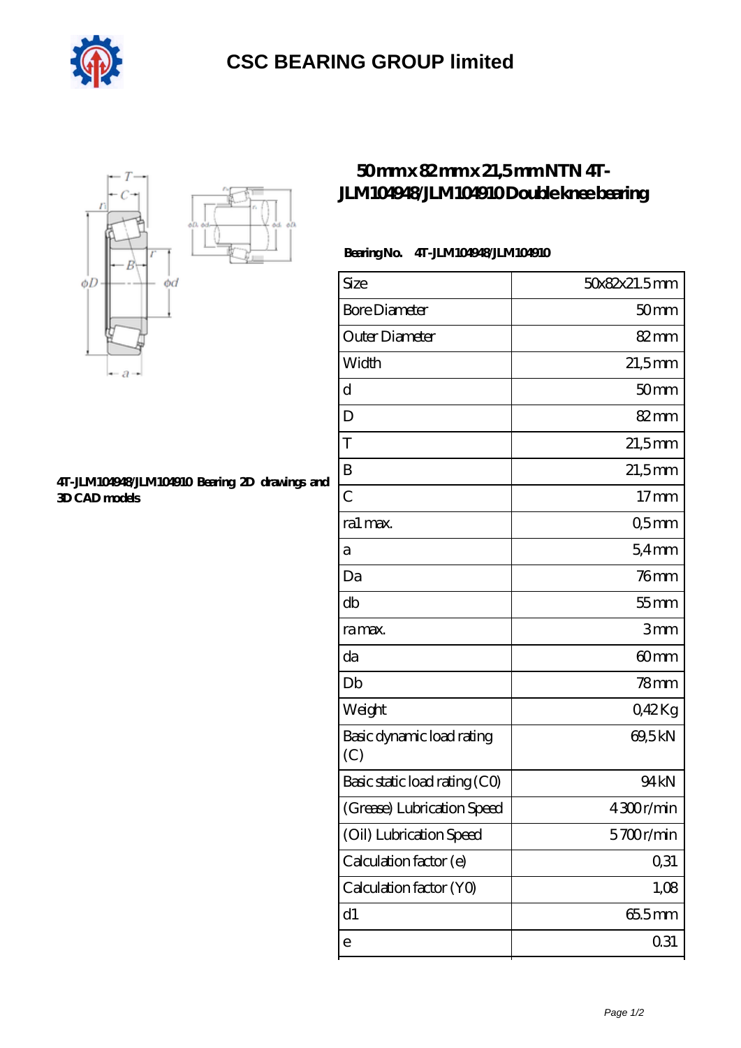# CSC BEARING GROUP limited

## 50 mm x 82 mm x 21,5 mm NTN 4T-JLM104948/JLM104910 Double knee bearing

4T-JLM104948/JLM104910 Bearing 2D drawings and 3D CAD models

**Bearing No.** 4T-JLM104948/JLM104910

| | |
|---|---|
| Size | 50x82x21.5 mm |
| Bore Diameter | 50 mm |
| Outer Diameter | 82 mm |
| Width | 21,5 mm |
| d | 50 mm |
| D | 82 mm |
| T | 21,5 mm |
| B | 21,5 mm |
| C | 17 mm |
| ra1 max. | 0,5 mm |
| a | 5,4 mm |
| Da | 76 mm |
| db | 55 mm |
| ra max. | 3 mm |
| da | 60 mm |
| Db | 78 mm |
| Weight | 0,42 Kg |
| Basic dynamic load rating (C) | 69,5 kN |
| Basic static load rating (C0) | 94 kN |
| (Grease) Lubrication Speed | 4 300 r/min |
| (Oil) Lubrication Speed | 5 700 r/min |
| Calculation factor (e) | 0,31 |
| Calculation factor (Y0) | 1,08 |
| d1 | 65.5 mm |
| e | 0.31 |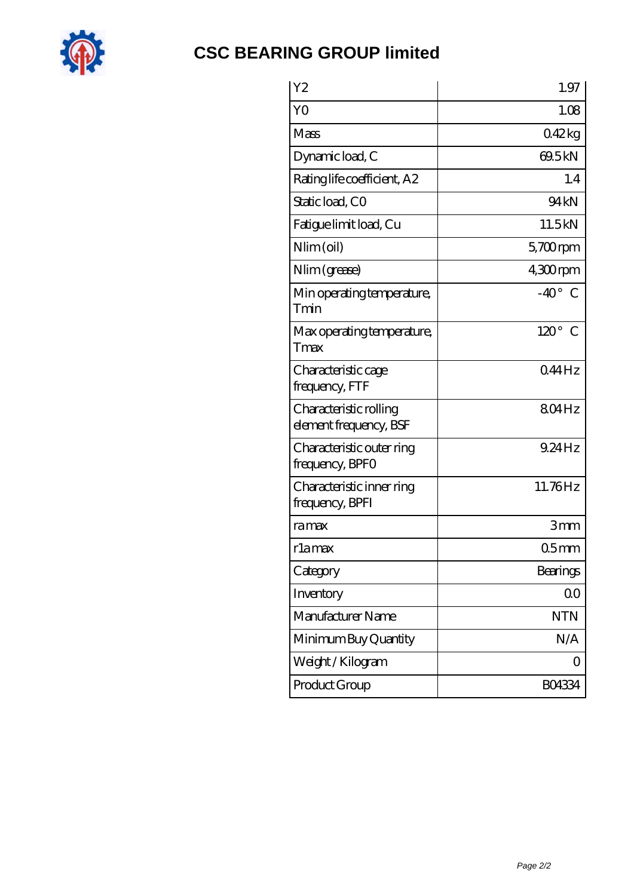# CSC BEARING GROUP limited

| | |
|---|---|
| Y2 | 1.97 |
| Y0 | 1.08 |
| Mass | 0.42 kg |
| Dynamic load, C | 69.5 kN |
| Rating life coefficient, A2 | 1.4 |
| Static load, C0 | 94 kN |
| Fatigue limit load, Cu | 11.5 kN |
| Nlim (oil) | 5,700 rpm |
| Nlim (grease) | 4,300 rpm |
| Min operating temperature, Tmin | -40° C |
| Max operating temperature, Tmax | 120° C |
| Characteristic cage frequency, FTF | 0.44 Hz |
| Characteristic rolling element frequency, BSF | 8.04 Hz |
| Characteristic outer ring frequency, BPFO | 9.24 Hz |
| Characteristic inner ring frequency, BPFI | 11.76 Hz |
| ra max | 3 mm |
| r1a max | 0.5 mm |
| Category | Bearings |
| Inventory | 0.0 |
| Manufacturer Name | NTN |
| Minimum Buy Quantity | N/A |
| Weight / Kilogram | 0 |
| Product Group | B04334 |